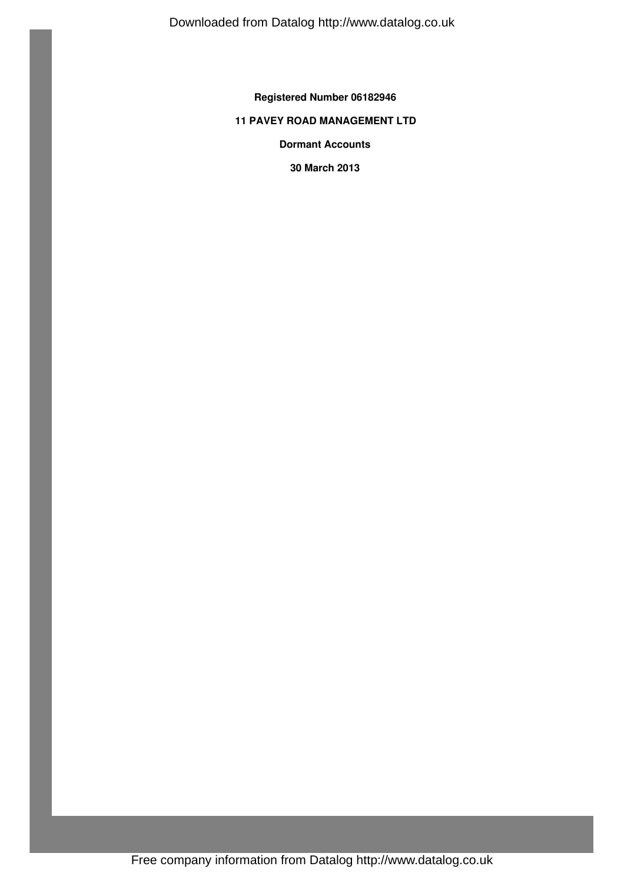**Registered Number 06182946**

**11 PAVEY ROAD MANAGEMENT LTD**

**Dormant Accounts**

**30 March 2013**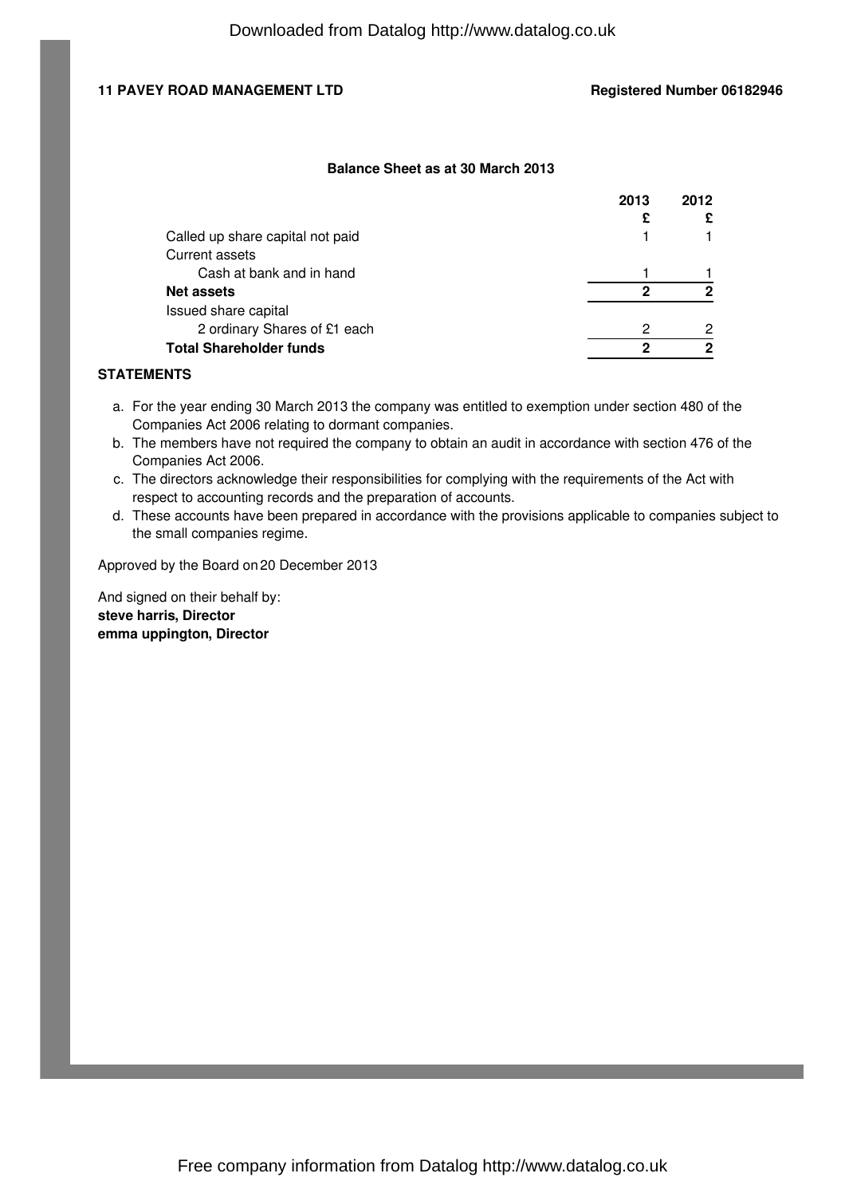**11 PAVEY ROAD MANAGEMENT LTD** **Registered Number 06182946**

**Balance Sheet as at 30 March 2013**

| | 2013 £ | 2012 £ |
|---|---|---|
| Called up share capital not paid | 1 | 1 |
| Current assets | | |
| Cash at bank and in hand | 1 | 1 |
| **Net assets** | **2** | **2** |
| Issued share capital | | |
| 2 ordinary Shares of £1 each | 2 | 2 |
| **Total Shareholder funds** | **2** | **2** |

**STATEMENTS**

a. For the year ending 30 March 2013 the company was entitled to exemption under section 480 of the Companies Act 2006 relating to dormant companies.

b. The members have not required the company to obtain an audit in accordance with section 476 of the Companies Act 2006.

c. The directors acknowledge their responsibilities for complying with the requirements of the Act with respect to accounting records and the preparation of accounts.

d. These accounts have been prepared in accordance with the provisions applicable to companies subject to the small companies regime.

Approved by the Board on 20 December 2013

And signed on their behalf by:
**steve harris, Director**
**emma uppington, Director**